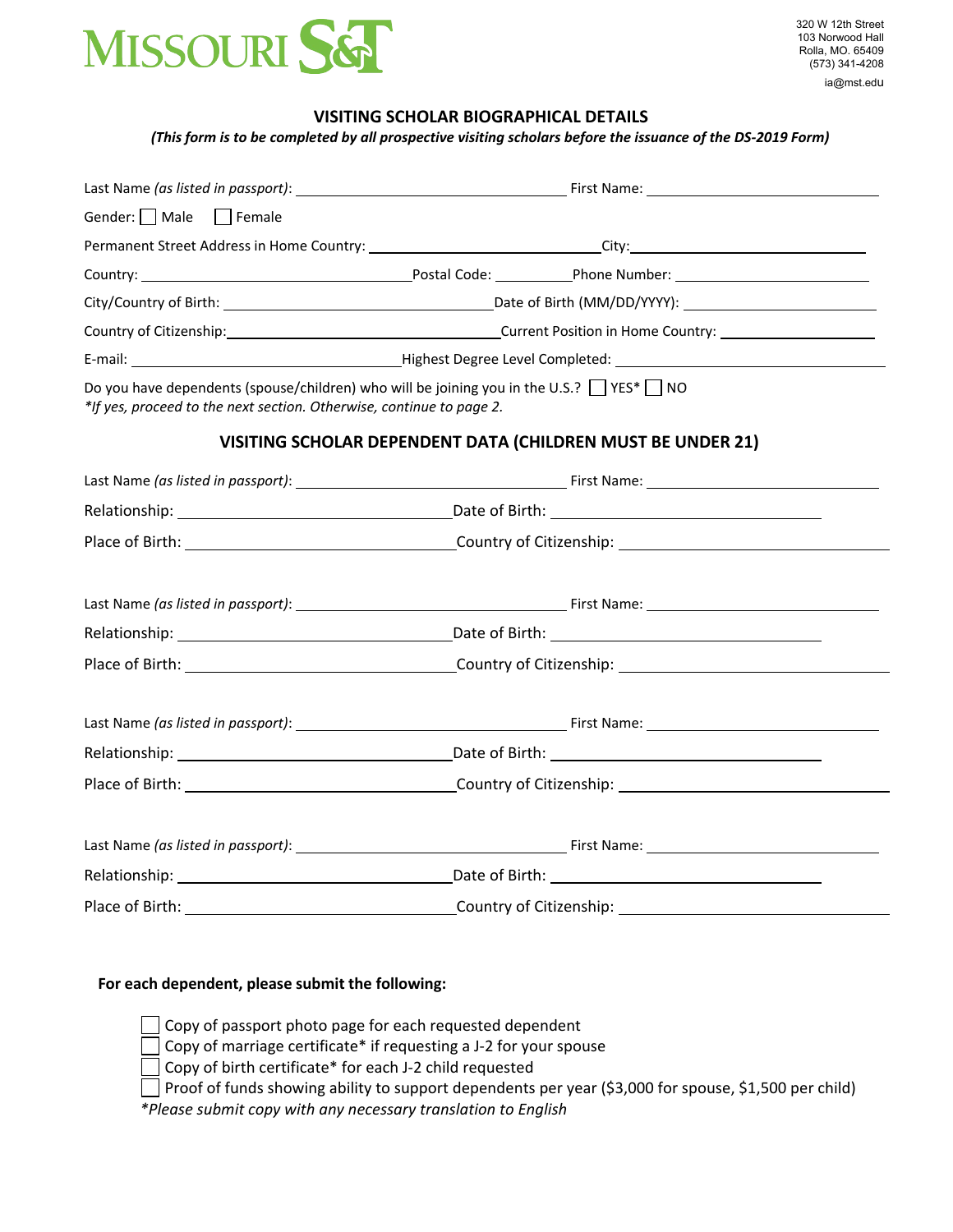MISSOURI S&T

320 W 12th Street
103 Norwood Hall
Rolla, MO. 65409
(573) 341-4208
ia@mst.edu

## VISITING SCHOLAR BIOGRAPHICAL DETAILS

*(This form is to be completed by all prospective visiting scholars before the issuance of the DS-2019 Form)*

Last Name *(as listed in passport)*: ______________________ First Name: ______________________

Gender: ☐ Male ☐ Female

Permanent Street Address in Home Country: ______________________ City: ______________________

Country: ______________________ Postal Code: __________ Phone Number: ______________________

City/Country of Birth: ______________________ Date of Birth (MM/DD/YYYY): ______________________

Country of Citizenship: ______________________ Current Position in Home Country: ______________________

E-mail: ______________________ Highest Degree Level Completed: ______________________

Do you have dependents (spouse/children) who will be joining you in the U.S.? ☐ YES* ☐ NO
*\*If yes, proceed to the next section. Otherwise, continue to page 2.*

## VISITING SCHOLAR DEPENDENT DATA (CHILDREN MUST BE UNDER 21)

Last Name *(as listed in passport)*: ______________________ First Name: ______________________

Relationship: ______________________ Date of Birth: ______________________

Place of Birth: ______________________ Country of Citizenship: ______________________

Last Name *(as listed in passport)*: ______________________ First Name: ______________________

Relationship: ______________________ Date of Birth: ______________________

Place of Birth: ______________________ Country of Citizenship: ______________________

Last Name *(as listed in passport)*: ______________________ First Name: ______________________

Relationship: ______________________ Date of Birth: ______________________

Place of Birth: ______________________ Country of Citizenship: ______________________

Last Name *(as listed in passport)*: ______________________ First Name: ______________________

Relationship: ______________________ Date of Birth: ______________________

Place of Birth: ______________________ Country of Citizenship: ______________________

**For each dependent, please submit the following:**

- ☐ Copy of passport photo page for each requested dependent
- ☐ Copy of marriage certificate* if requesting a J-2 for your spouse
- ☐ Copy of birth certificate* for each J-2 child requested
- ☐ Proof of funds showing ability to support dependents per year ($3,000 for spouse, $1,500 per child)

*\*Please submit copy with any necessary translation to English*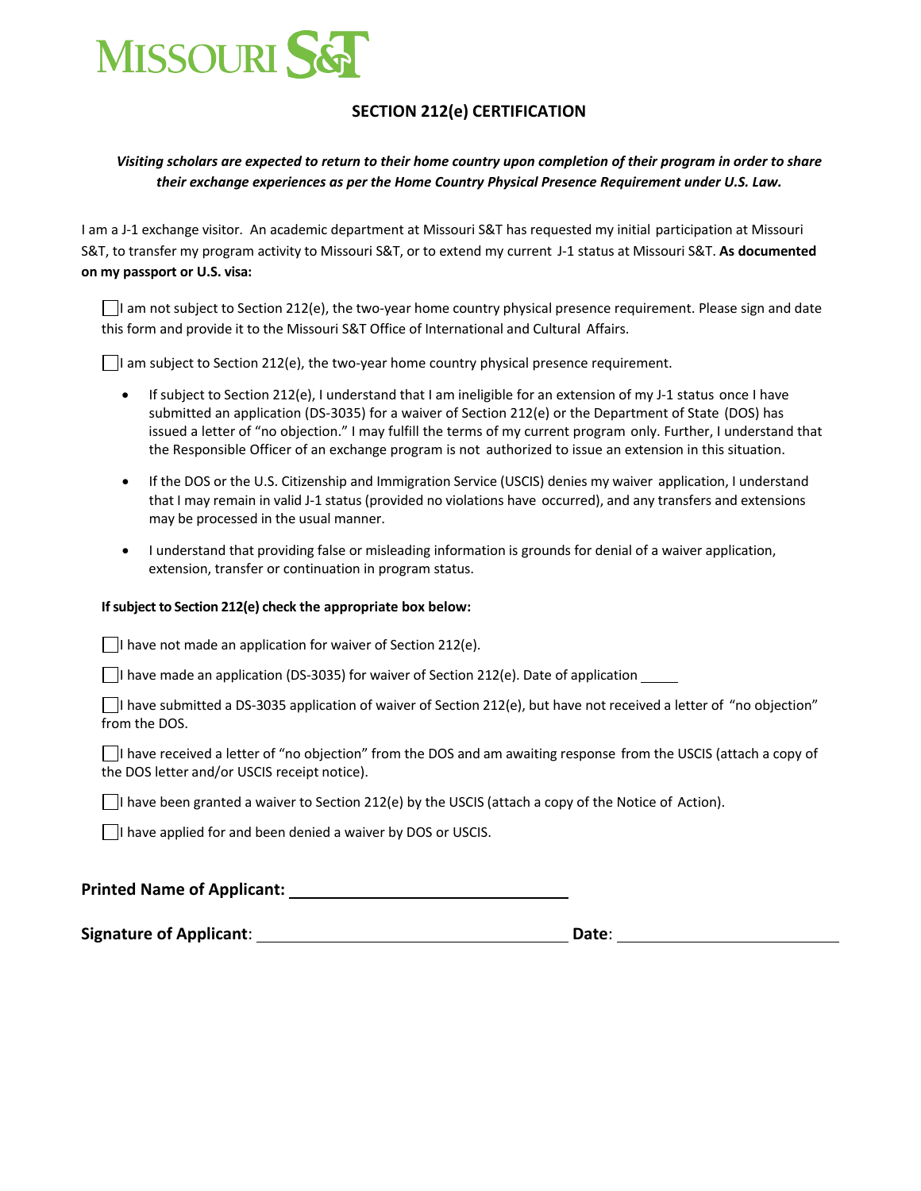MISSOURI S&T

## SECTION 212(e) CERTIFICATION

***Visiting scholars are expected to return to their home country upon completion of their program in order to share their exchange experiences as per the Home Country Physical Presence Requirement under U.S. Law.***

I am a J-1 exchange visitor. An academic department at Missouri S&T has requested my initial participation at Missouri S&T, to transfer my program activity to Missouri S&T, or to extend my current J-1 status at Missouri S&T. **As documented on my passport or U.S. visa:**

☐ I am not subject to Section 212(e), the two-year home country physical presence requirement. Please sign and date this form and provide it to the Missouri S&T Office of International and Cultural Affairs.

☐ I am subject to Section 212(e), the two-year home country physical presence requirement.

- If subject to Section 212(e), I understand that I am ineligible for an extension of my J-1 status once I have submitted an application (DS-3035) for a waiver of Section 212(e) or the Department of State (DOS) has issued a letter of "no objection." I may fulfill the terms of my current program only. Further, I understand that the Responsible Officer of an exchange program is not authorized to issue an extension in this situation.
- If the DOS or the U.S. Citizenship and Immigration Service (USCIS) denies my waiver application, I understand that I may remain in valid J-1 status (provided no violations have occurred), and any transfers and extensions may be processed in the usual manner.
- I understand that providing false or misleading information is grounds for denial of a waiver application, extension, transfer or continuation in program status.

**If subject to Section 212(e) check the appropriate box below:**

☐ I have not made an application for waiver of Section 212(e).

☐ I have made an application (DS-3035) for waiver of Section 212(e). Date of application _____

☐ I have submitted a DS-3035 application of waiver of Section 212(e), but have not received a letter of "no objection" from the DOS.

☐ I have received a letter of "no objection" from the DOS and am awaiting response from the USCIS (attach a copy of the DOS letter and/or USCIS receipt notice).

☐ I have been granted a waiver to Section 212(e) by the USCIS (attach a copy of the Notice of Action).

☐ I have applied for and been denied a waiver by DOS or USCIS.

**Printed Name of Applicant:** ______________________________

**Signature of Applicant**: ______________________________ **Date**: ______________________